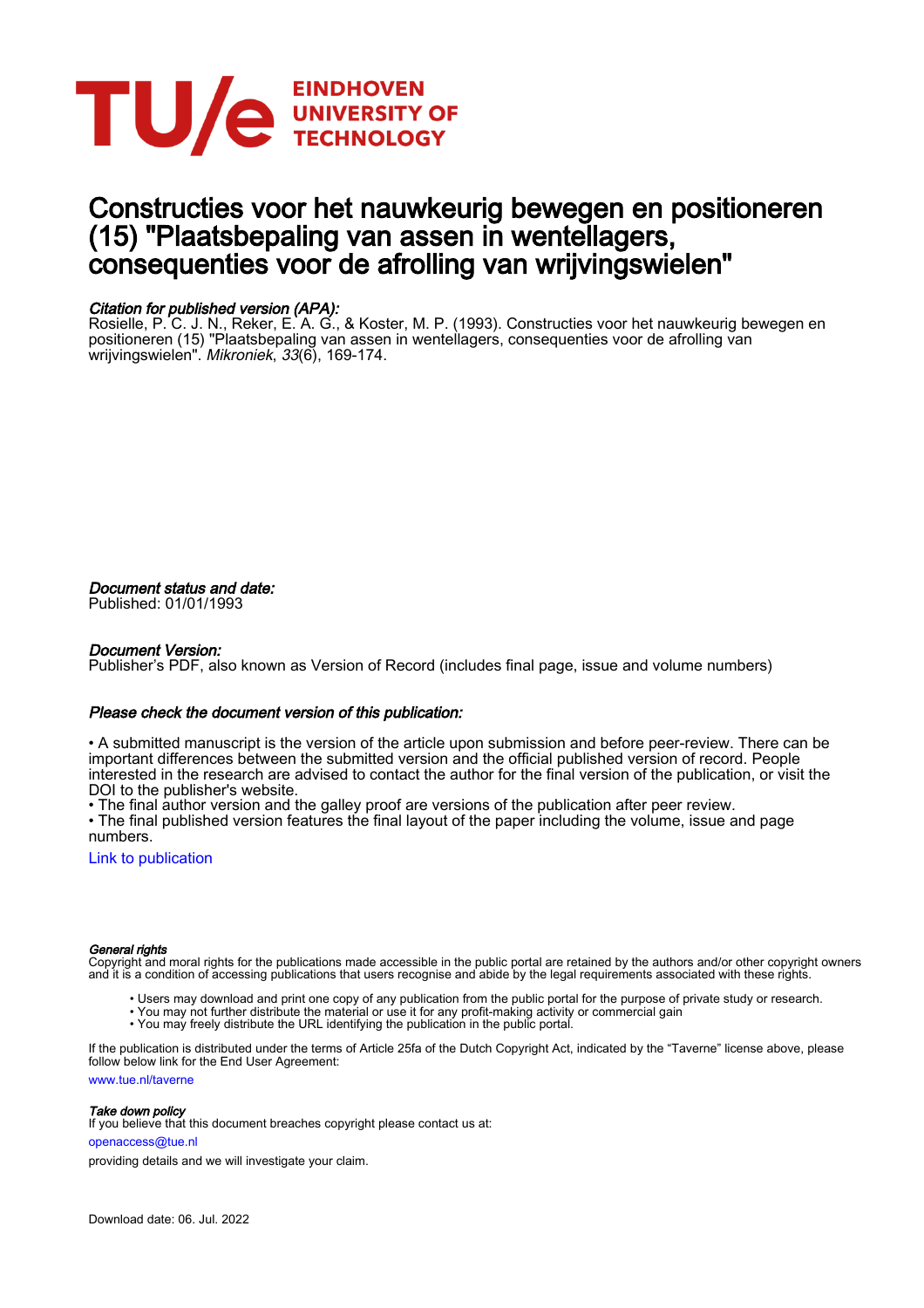# Constructies voor het nauwkeurig bewegen en positioneren (15) "Plaatsbepaling van assen in wentellagers, consequenties voor de afrolling van wrijvingswielen"

*Citation for published version (APA):*

Rosielle, P. C. J. N., Reker, E. A. G., & Koster, M. P. (1993). Constructies voor het nauwkeurig bewegen en positioneren (15) "Plaatsbepaling van assen in wentellagers, consequenties voor de afrolling van wrijvingswielen". *Mikroniek*, *33*(6), 169-174.

*Document status and date:*

Published: 01/01/1993

*Document Version:*

Publisher's PDF, also known as Version of Record (includes final page, issue and volume numbers)

*Please check the document version of this publication:*

• A submitted manuscript is the version of the article upon submission and before peer-review. There can be important differences between the submitted version and the official published version of record. People interested in the research are advised to contact the author for the final version of the publication, or visit the DOI to the publisher's website.
• The final author version and the galley proof are versions of the publication after peer review.
• The final published version features the final layout of the paper including the volume, issue and page numbers.

Link to publication

*General rights*

Copyright and moral rights for the publications made accessible in the public portal are retained by the authors and/or other copyright owners and it is a condition of accessing publications that users recognise and abide by the legal requirements associated with these rights.

- Users may download and print one copy of any publication from the public portal for the purpose of private study or research.
- You may not further distribute the material or use it for any profit-making activity or commercial gain
- You may freely distribute the URL identifying the publication in the public portal.

If the publication is distributed under the terms of Article 25fa of the Dutch Copyright Act, indicated by the "Taverne" license above, please follow below link for the End User Agreement:

www.tue.nl/taverne

*Take down policy*

If you believe that this document breaches copyright please contact us at:

openaccess@tue.nl

providing details and we will investigate your claim.

Download date: 06. Jul. 2022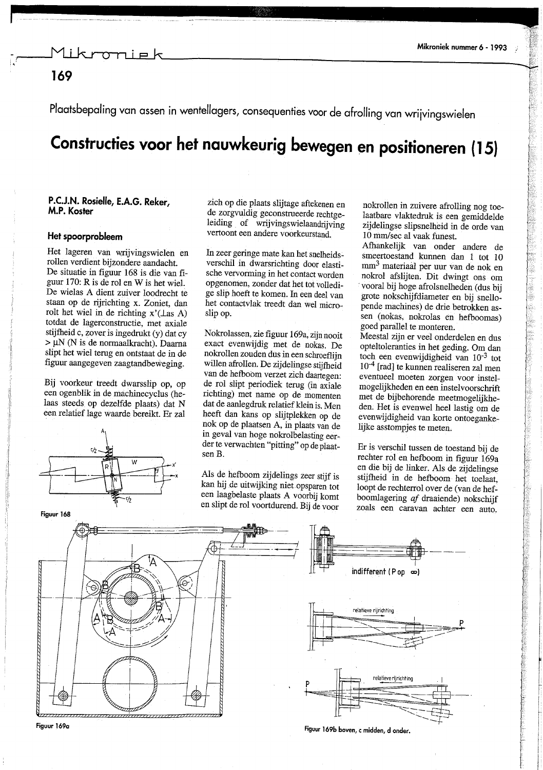Plaatsbepaling van assen in wentellagers, consequenties voor de afrolling van wrijvingswielen

# Constructies voor het nauwkeurig bewegen en positioneren (15)

**P.C.J.N. Rosielle, E.A.G. Reker, M.P. Koster**

## Het spoorprobleem

Het lageren van wrijvingswielen en rollen verdient bijzondere aandacht. De situatie in figuur 168 is die van figuur 170: R is de rol en W is het wiel. De wielas A dient zuiver loodrecht te staan op de rijrichting x. Zoniet, dan rolt het wiel in de richting x'(⊥as A) totdat de lagerconstructie, met axiale stijfheid c, zover is ingedrukt (y) dat cy > μN (N is de normaalkracht). Daarna slipt het wiel terug en ontstaat de in de figuur aangegeven zaagtandbeweging.

Bij voorkeur treedt dwarsslip op, op een ogenblik in de machinecyclus (helaas steeds op dezelfde plaats) dat N een relatief lage waarde bereikt. Er zal zich op die plaats slijtage aftekenen en de zorgvuldig geconstrueerde rechtgeleiding of wrijvingswielaandrijving vertoont een andere voorkeurstand.

Figuur 168

In zeer geringe mate kan het snelheidsverschil in dwarsrichting door elastische vervorming in het contact worden opgenomen, zonder dat het tot volledige slip hoeft te komen. In een deel van het contactvlak treedt dan wel microslip op.

Nokrolassen, zie figuur 169a, zijn nooit exact evenwijdig met de nokas. De nokrollen zouden dus in een schroeflijn willen afrollen. De zijdelingse stijfheid van de hefboom verzet zich daartegen: de rol slipt periodiek terug (in axiale richting) met name op de momenten dat de aanlegdruk relatief klein is. Men heeft dan kans op slijtplekken op de nok op de plaatsen A, in plaats van de in geval van hoge nokrolbelasting eerder te verwachten "pitting" op de plaatsen B.

Als de hefboom zijdelings zeer stijf is kan hij de uitwijking niet opsparen tot een laagbelaste plaats A voorbij komt en slipt de rol voortdurend. Bij de voor nokrollen in zuivere afrolling nog toelaatbare vlaktedruk is een gemiddelde zijdelingse slipsnelheid in de orde van 10 mm/sec al vaak funest.

Afhankelijk van onder andere de smeertoestand kunnen dan 1 tot 10 mm$^3$ materiaal per uur van de nok en nokrol afslijten. Dit dwingt ons om vooral bij hoge afrolsnelheden (dus bij grote nokschijfdiameter en bij snellopende machines) de drie betrokken assen (nokas, nokrolas en hefboomas) goed parallel te monteren.

Meestal zijn er veel onderdelen en dus opteltoleranties in het geding. Om dan toch een evenwijdigheid van $10^{-3}$ tot $10^{-4}$ [rad] te kunnen realiseren zal men eventueel moeten zorgen voor instelmogelijkheden en een instelvoorschrift met de bijbehorende meetmogelijkheden. Het is evenwel heel lastig om de evenwijdigheid van korte ontoegankelijke asstompjes te meten.

Er is verschil tussen de toestand bij de rechter rol en hefboom in figuur 169a en die bij de linker. Als de zijdelingse stijfheid in de hefboom het toelaat, loopt de rechterrol over de (van de hefboomlagering *af* draaiende) nokschijf zoals een caravan achter een auto.

Figuur 169a

Figuur 169b boven, c midden, d onder.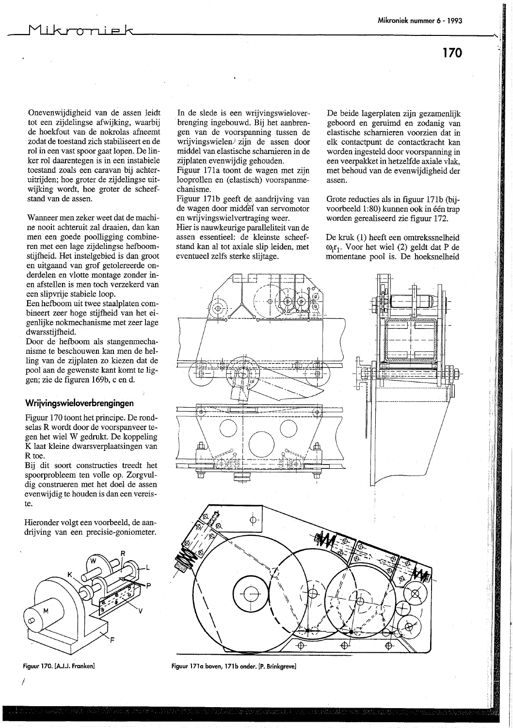Onevenwijdigheid van de assen leidt tot een zijdelingse afwijking, waarbij de hoekfout van de nokrolas afneemt zodat de toestand zich stabiliseert en de rol in een vast spoor gaat lopen. De linker rol daarentegen is in een instabiele toestand zoals een caravan bij achteruitrijden; hoe groter de zijdelingse uitwijking wordt, hoe groter de scheefstand van de assen.

Wanneer men zeker weet dat de machine nooit achteruit zal draaien, dan kan men een goede poolligging combineren met een lage zijdelingse hefboomstijfheid. Het instelgebied is dan groot en uitgaand van grof getolereerde onderdelen en vlotte montage zonder in- en afstellen is men toch verzekerd van een slipvrije stabiele loop.

Een hefboom uit twee staalplaten combineert zeer hoge stijfheid van het eigenlijke nokmechanisme met zeer lage dwarsstijfheid.

Door de hefboom als stangenmechanisme te beschouwen kan men de helling van de zijplaten zo kiezen dat de pool aan de gewenste kant komt te liggen; zie de figuren 169b, c en d.

## Wrijvingswieloverbrengingen

Figuur 170 toont het principe. De rondselas R wordt door de voorspanveer tegen het wiel W gedrukt. De koppeling K laat kleine dwarsverplaatsingen van R toe.

Bij dit soort constructies treedt het spoorprobleem ten volle op. Zorgvuldig construeren met het doel de assen evenwijdig te houden is dan een vereiste.

Hieronder volgt een voorbeeld, de aandrijving van een precisie-goniometer.

Figuur 170. [A.J.J. Franken]

In de slede is een wrijvingswieloverbrenging ingebouwd. Bij het aanbrengen van de voorspanning tussen de wrijvingswielen zijn de assen door middel van elastische scharnieren in de zijplaten evenwijdig gehouden.

Figuur 171a toont de wagen met zijn looprollen en (elastisch) voorspanmechanisme.

Figuur 171b geeft de aandrijving van de wagen door middel van servomotor en wrijvingswielvertraging weer.

Hier is nauwkeurige paralleliteit van de assen essentieel: de kleinste scheefstand kan al tot axiale slip leiden, met eventueel zelfs sterke slijtage.

Figuur 171a boven, 171b onder. [P. Brinkgreve]

De beide lagerplaten zijn gezamenlijk geboord en geruimd en zodanig van elastische scharnieren voorzien dat in elk contactpunt de contactkracht kan worden ingesteld door voorspanning in een veerpakket in hetzelfde axiale vlak, met behoud van de evenwijdigheid der assen.

Grote reducties als in figuur 171b (bijvoorbeeld 1:80) kunnen ook in één trap worden gerealiseerd zie figuur 172.

De kruk (1) heeft een omtreksnelheid $\omega_1 r_1$. Voor het wiel (2) geldt dat P de momentane pool is. De hoeksnelheid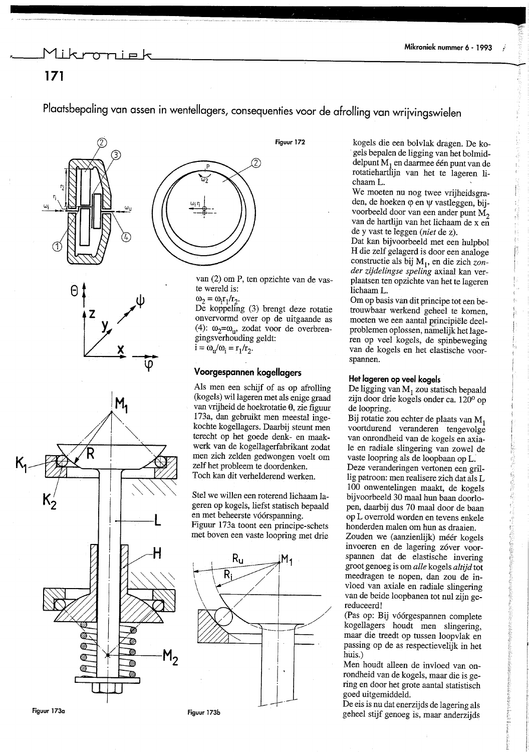# Plaatsbepaling van assen in wentellagers, consequenties voor de afrolling van wrijvingswielen

Figuur 172

van (2) om P, ten opzichte van de vaste wereld is:

$\omega_2 = \omega_i r_1 / r_2$.

De koppeling (3) brengt deze rotatie onvervormd over op de uitgaande as (4): $\omega_2 = \omega_u$, zodat voor de overbrengingsverhouding geldt:

$i = \omega_u / \omega_i = r_1 / r_2$.

### Voorgespannen kogellagers

Als men een schijf of as op afrolling (kogels) wil lageren met als enige graad van vrijheid de hoekrotatie θ, zie figuur 173a, dan gebruikt men meestal ingekochte kogellagers. Daarbij steunt men terecht op het goede denk- en maakwerk van de kogellagerfabrikant zodat men zich zelden gedwongen voelt om zelf het probleem te doordenken.

Toch kan dit verhelderend werken.

Stel we willen een roterend lichaam lageren op kogels, liefst statisch bepaald en met beheerste vóórspanning.

Figuur 173a toont een principe-schets met boven een vaste loopring met drie kogels die een bolvlak dragen. De kogels bepalen de ligging van het bolmiddelpunt $M_1$ en daarmee één punt van de rotatiehartlijn van het te lageren lichaam L.

We moeten nu nog twee vrijheidsgraden, de hoeken φ en ψ vastleggen, bijvoorbeeld door van een ander punt $M_2$ van de hartlijn van het lichaam de x en de y vast te leggen (*niet* de z).

Dat kan bijvoorbeeld met een hulpbol H die zelf gelagerd is door een analoge constructie als bij $M_1$, en die zich *zonder zijdelingse speling* axiaal kan verplaatsen ten opzichte van het te lageren lichaam L.

Om op basis van dit principe tot een betrouwbaar werkend geheel te komen, moeten we een aantal principiële deelproblemen oplossen, namelijk het lageren op veel kogels, de spinbeweging van de kogels en het elastische voorspannen.

Figuur 173a

Figuur 173b

#### Het lageren op veel kogels

De ligging van $M_1$ zou statisch bepaald zijn door drie kogels onder ca. 120° op de loopring.

Bij rotatie zou echter de plaats van $M_1$ voortdurend veranderen tengevolge van onrondheid van de kogels en axiale en radiale slingering van zowel de vaste loopring als de loopbaan op L.

Deze veranderingen vertonen een grillig patroon: men realisere zich dat als L 100 onwentelingen maakt, de kogels bijvoorbeeld 30 maal hun baan doorlopen, daarbij dus 70 maal door de baan op L overrold worden en tevens enkele honderden malen om hun as draaien.

Zouden we (aanzienlijk) méér kogels invoeren en de lagering zóver voorspannen dat de elastische invering groot genoeg is om *alle* kogels *altijd* tot meedragen te nopen, dan zou de invloed van axiale en radiale slingering van de beide loopbanen tot nul zijn gereduceerd!

(Pas op: Bij vóórgespannen complete kogellagers houdt men slingering, maar die treedt op tussen loopvlak en passing op de as respectievelijk in het huis.)

Men houdt alleen de invloed van onrondheid van de kogels, maar die is gering en door het grote aantal statistisch goed uitgemiddeld.

De eis is nu dat enerzijds de lagering als geheel stijf genoeg is, maar anderzijds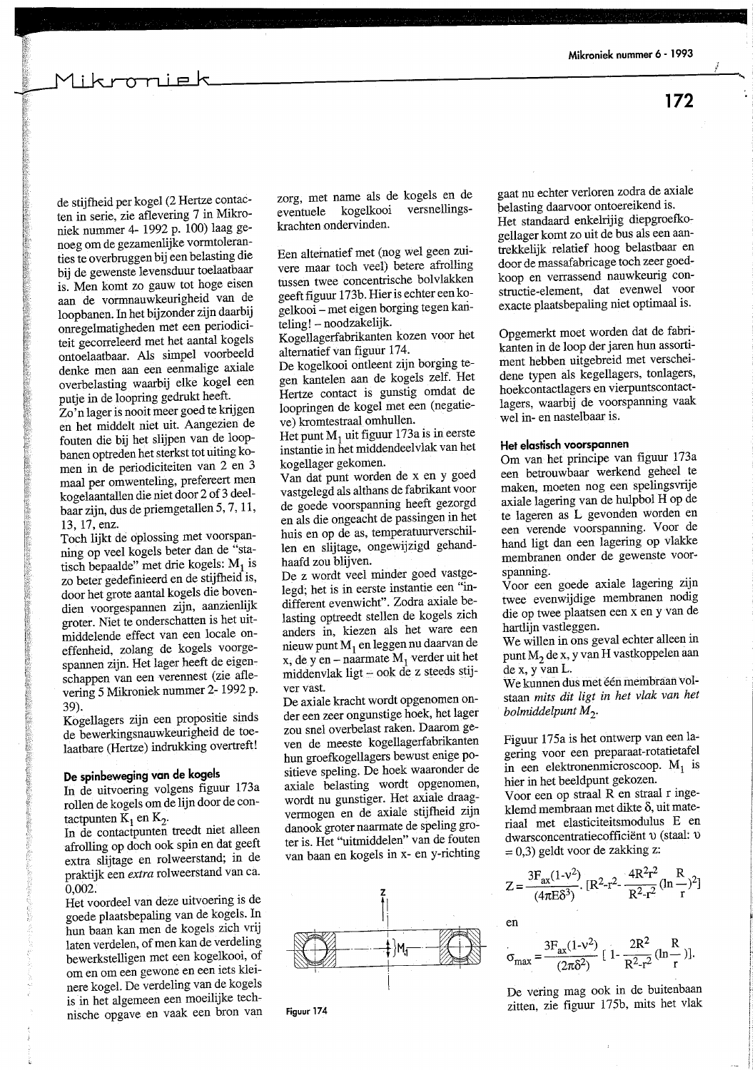de stijfheid per kogel (2 Hertze contacten in serie, zie aflevering 7 in Mikroniek nummer 4- 1992 p. 100) laag genoeg om de gezamenlijke vormtoleranties te overbruggen bij een belasting die bij de gewenste levensduur toelaatbaar is. Men komt zo gauw tot hoge eisen aan de vormnauwkeurigheid van de loopbanen. In het bijzonder zijn daarbij onregelmatigheden met een periodiciteit gecorreleerd met het aantal kogels ontoelaatbaar. Als simpel voorbeeld denke men aan een eenmalige axiale overbelasting waarbij elke kogel een putje in de loopring gedrukt heeft.
Zo'n lager is nooit meer goed te krijgen en het middelt niet uit. Aangezien de fouten die bij het slijpen van de loopbanen optreden het sterkst tot uiting komen in de periodiciteiten van 2 en 3 maal per omwenteling, prefereert men kogelaantallen die niet door 2 of 3 deelbaar zijn, dus de priemgetallen 5, 7, 11, 13, 17, enz.
Toch lijkt de oplossing met voorspanning op veel kogels beter dan de "statisch bepaalde" met drie kogels: $M_1$ is zo beter gedefinieerd en de stijfheid is, door het grote aantal kogels die bovendien voorgespannen zijn, aanzienlijk groter. Niet te onderschatten is het uitmiddelende effect van een locale oneffenheid, zolang de kogels voorgespannen zijn. Het lager heeft de eigenschappen van een verennest (zie aflevering 5 Mikroniek nummer 2- 1992 p. 39).
Kogellagers zijn een propositie sinds de bewerkingsnauwkeurigheid de toelaatbare (Hertze) indrukking overtreft!

#### De spinbeweging van de kogels

In de uitvoering volgens figuur 173a rollen de kogels om de lijn door de contactpunten $K_1$ en $K_2$.
In de contactpunten treedt niet alleen afrolling op doch ook spin en dat geeft extra slijtage en rolweerstand; in de praktijk een *extra* rolweerstand van ca. 0,002.
Het voordeel van deze uitvoering is de goede plaatsbepaling van de kogels. In hun baan kan men de kogels zich vrij laten verdelen, of men kan de verdeling bewerkstelligen met een kogelkooi, of om en om een gewone en een iets kleinere kogel. De verdeling van de kogels is in het algemeen een moeilijke technische opgave en vaak een bron van zorg, met name als de kogels en de eventuele kogelkooi versnellingskrachten ondervinden.

Een alternatief met (nog wel geen zuivere maar toch veel) betere afrolling tussen twee concentrische bolvlakken geeft figuur 173b. Hier is echter een kogelkooi – met eigen borging tegen kanteling! – noodzakelijk.
Kogellagerfabrikanten kozen voor het alternatief van figuur 174.
De kogelkooi ontleent zijn borging tegen kantelen aan de kogels zelf. Het Hertze contact is gunstig omdat de loopringen de kogel met een (negatieve) kromtestraal omhullen.
Het punt $M_1$ uit figuur 173a is in eerste instantie in het middendeelvlak van het kogellager gekomen.
Van dat punt worden de x en y goed vastgelegd als althans de fabrikant voor de goede voorspanning heeft gezorgd en als die ongeacht de passingen in het huis en op de as, temperatuurverschillen en slijtage, ongewijzigd gehandhaafd zou blijven.
De z wordt veel minder goed vastgelegd; het is in eerste instantie een "indifferent evenwicht". Zodra axiale belasting optreedt stellen de kogels zich anders in, kiezen als het ware een nieuw punt $M_1$ en leggen nu daarvan de x, de y en – naarmate $M_1$ verder uit het middenvlak ligt – ook de z steeds stijver vast.
De axiale kracht wordt opgenomen onder een zeer ongunstige hoek, het lager zou snel overbelast raken. Daarom geven de meeste kogellagerfabrikanten hun groefkogellagers bewust enige positieve speling. De hoek waaronder de axiale belasting wordt opgenomen, wordt nu gunstiger. Het axiale draagvermogen en de axiale stijfheid zijn danook groter naarmate de speling groter is. Het "uitmiddelen" van de fouten van baan en kogels in x- en y-richting gaat nu echter verloren zodra de axiale belasting daarvoor ontoereikend is.
Het standaard enkelrijig diepgroefkogellager komt zo uit de bus als een aantrekkelijk relatief hoog belastbaar en door de massafabricage toch zeer goedkoop en verrassend nauwkeurig constructie-element, dat evenwel voor exacte plaatsbepaling niet optimaal is.

Figuur 174

Opgemerkt moet worden dat de fabrikanten in de loop der jaren hun assortiment hebben uitgebreid met verscheidene typen als kegellagers, tonlagers, hoekcontactlagers en vierpuntscontactlagers, waarbij de voorspanning vaak wel in- en nastelbaar is.

#### Het elastisch voorspannen

Om van het principe van figuur 173a een betrouwbaar werkend geheel te maken, moeten nog een spelingsvrije axiale lagering van de hulpbol H op de te lageren as L gevonden worden en een verende voorspanning. Voor de hand ligt dan een lagering op vlakke membranen onder de gewenste voorspanning.
Voor een goede axiale lagering zijn twee evenwijdige membranen nodig die op twee plaatsen een x en y van de hartlijn vastleggen.
We willen in ons geval echter alleen in punt $M_2$ de x, y van H vastkoppelen aan de x, y van L.
We kunnen dus met één membraan volstaan *mits dit ligt in het vlak van het bolmiddelpunt* $M_2$.

Figuur 175a is het ontwerp van een lagering voor een preparaat-rotatietafel in een elektronenmicroscoop. $M_1$ is hier in het beeldpunt gekozen.
Voor een op straal R en straal r ingeklemd membraan met dikte δ, uit materiaal met elasticiteitsmodulus E en dwarsconcentratiecoëfficiënt υ (staal: υ = 0,3) geldt voor de zakking z:

$$Z = \frac{3F_{ax}(1-\nu^2)}{(4\pi E\delta^3)}.\ [R^2-r^2-\frac{4R^2r^2}{R^2-r^2}(\ln\frac{R}{r})^2]$$

en

$$\sigma_{max} = \frac{3F_{ax}(1-\nu^2)}{(2\pi\delta^2)}\ [\ 1-\frac{2R^2}{R^2-r^2}(\ln\frac{R}{r})].$$

De vering mag ook in de buitenbaan zitten, zie figuur 175b, mits het vlak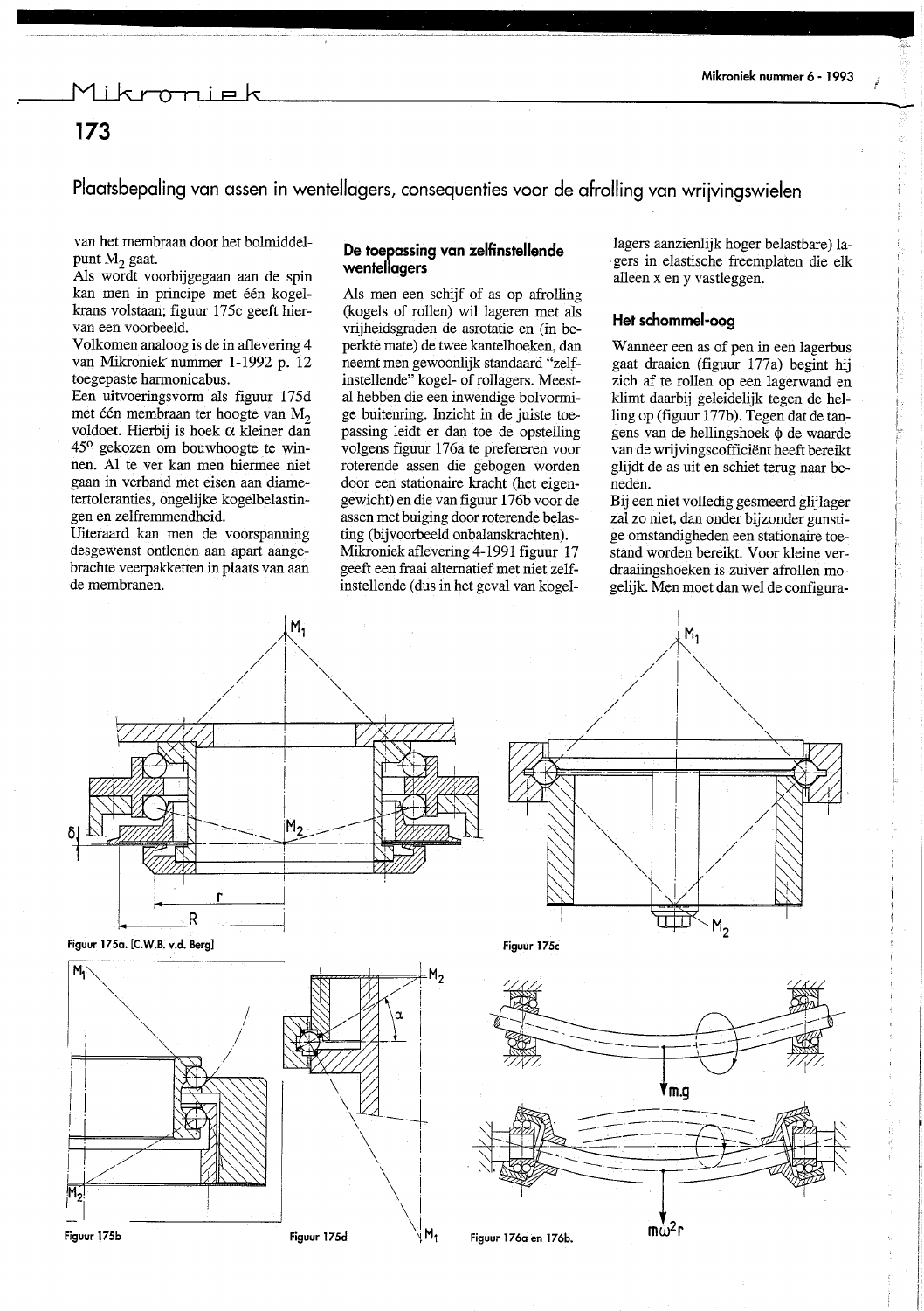## Plaatsbepaling van assen in wentellagers, consequenties voor de afrolling van wrijvingswielen

van het membraan door het bolmiddelpunt $M_2$ gaat.

Als wordt voorbijgegaan aan de spin kan men in principe met één kogelkrans volstaan; figuur 175c geeft hiervan een voorbeeld.

Volkomen analoog is de in aflevering 4 van Mikroniek nummer 1-1992 p. 12 toegepaste harmonicabus.

Een uitvoeringsvorm als figuur 175d met één membraan ter hoogte van $M_2$ voldoet. Hierbij is hoek $\alpha$ kleiner dan 45° gekozen om bouwhoogte te winnen. Al te ver kan men hiermee niet gaan in verband met eisen aan diametertoleranties, ongelijke kogelbelastingen en zelfremmendheid.

Uiteraard kan men de voorspanning desgewenst ontlenen aan apart aangebrachte veerpakketten in plaats van aan de membranen.

### De toepassing van zelfinstellende wentellagers

Als men een schijf of as op afrolling (kogels of rollen) wil lageren met als vrijheidsgraden de asrotatie en (in beperkte mate) de twee kantelhoeken, dan neemt men gewoonlijk standaard "zelfinstellende" kogel- of rollagers. Meestal hebben die een inwendige bolvormige buitenring. Inzicht in de juiste toepassing leidt er dan toe de opstelling volgens figuur 176a te prefereren voor roterende assen die gebogen worden door een stationaire kracht (het eigengewicht) en die van figuur 176b voor de assen met buiging door roterende belasting (bijvoorbeeld onbalanskrachten).

Mikroniek aflevering 4-1991 figuur 17 geeft een fraai alternatief met niet zelfinstellende (dus in het geval van kogellagers aanzienlijk hoger belastbare) lagers in elastische freemplaten die elk alleen x en y vastleggen.

### Het schommel-oog

Wanneer een as of pen in een lagerbus gaat draaien (figuur 177a) begint hij zich af te rollen op een lagerwand en klimt daarbij geleidelijk tegen de helling op (figuur 177b). Tegen dat de tangens van de hellingshoek $\phi$ de waarde van de wrijvingscoefficiënt heeft bereikt glijdt de as uit en schiet terug naar beneden.

Bij een niet volledig gesmeerd glijlager zal zo niet, dan onder bijzonder gunstige omstandigheden een stationaire toestand worden bereikt. Voor kleine verdraaiingshoeken is zuiver afrollen mogelijk. Men moet dan wel de configura-

Figuur 175a. [C.W.B. v.d. Berg]

Figuur 175c

Figuur 175b

Figuur 175d

Figuur 176a en 176b.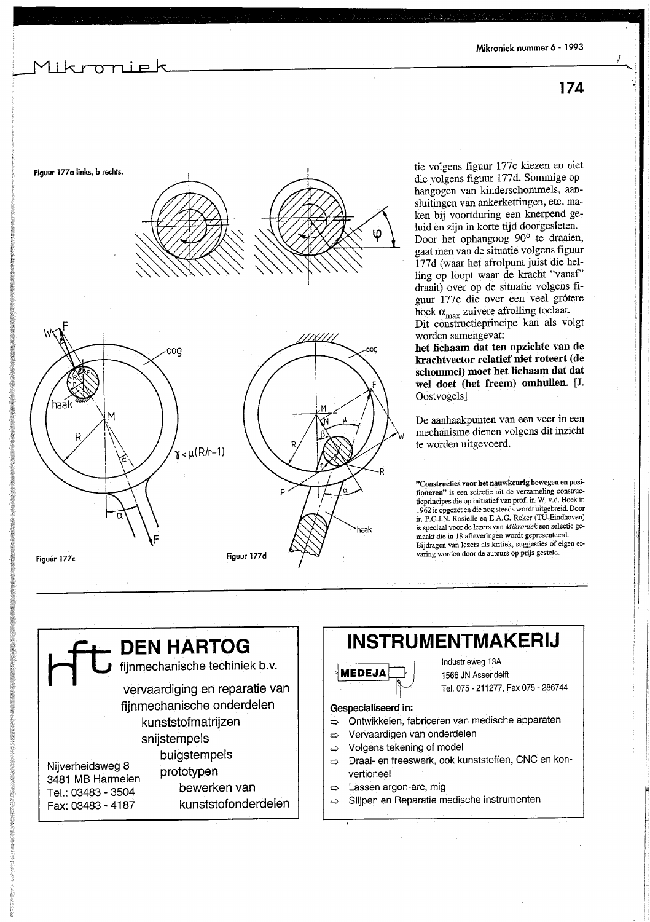Figuur 177a links, b rechts.

φ

W F

oog

haak

M

R

$\gamma < \mu(R/r-1)$

α

α

F

Figuur 177c

oog

M

N μ

F

β

W

R

r

R

P

α

haak

Figuur 177d

tie volgens figuur 177c kiezen en niet die volgens figuur 177d. Sommige ophangogen van kinderschommels, aansluitingen van ankerkettingen, etc. maken bij voortduring een knerpend geluid en zijn in korte tijd doorgesleten. Door het ophangoog 90° te draaien, gaat men van de situatie volgens figuur 177d (waar het afrolpunt juist die helling op loopt waar de kracht "vanaf" draait) over op de situatie volgens figuur 177c die over een veel grótere hoek $\alpha_{max}$ zuivere afrolling toelaat.

Dit constructieprincipe kan als volgt worden samengevat:

**het lichaam dat ten opzichte van de krachtvector relatief niet roteert (de schommel) moet het lichaam dat dat wel doet (het freem) omhullen.** [J. Oostvogels]

De aanhaakpunten van een veer in een mechanisme dienen volgens dit inzicht te worden uitgevoerd.

**"Constructies voor het nauwkeurig bewegen en positioneren"** is een selectie uit de verzameling constructieprincipes die op initiatief van prof. ir. W. v.d. Hoek in 1962 is opgezet en die nog steeds wordt uitgebreid. Door ir. P.C.J.N. Rosielle en E.A.G. Reker (TU-Eindhoven) is speciaal voor de lezers van *Mikroniek* een selectie gemaakt die in 18 afleveringen wordt gepresenteerd. Bijdragen van lezers als kritiek, suggesties of eigen ervaring worden door de auteurs op prijs gesteld.

---

**DEN HARTOG**
fijnmechanische techiniek b.v.

vervaardiging en reparatie van fijnmechanische onderdelen
kunststofmatrijzen
snijstempels
buigstempels
prototypen
bewerken van kunststofonderdelen

Nijverheidsweg 8
3481 MB Harmelen
Tel.: 03483 - 3504
Fax: 03483 - 4187

---

**INSTRUMENTMAKERIJ**

MEDEJA

Industrieweg 13A
1566 JN Assendelft
Tel. 075 - 211277, Fax 075 - 286744

**Gespecialiseerd in:**

- Ontwikkelen, fabriceren van medische apparaten
- Vervaardigen van onderdelen
- Volgens tekening of model
- Draai- en freeswerk, ook kunststoffen, CNC en konvertioneel
- Lassen argon-arc, mig
- Slijpen en Reparatie medische instrumenten